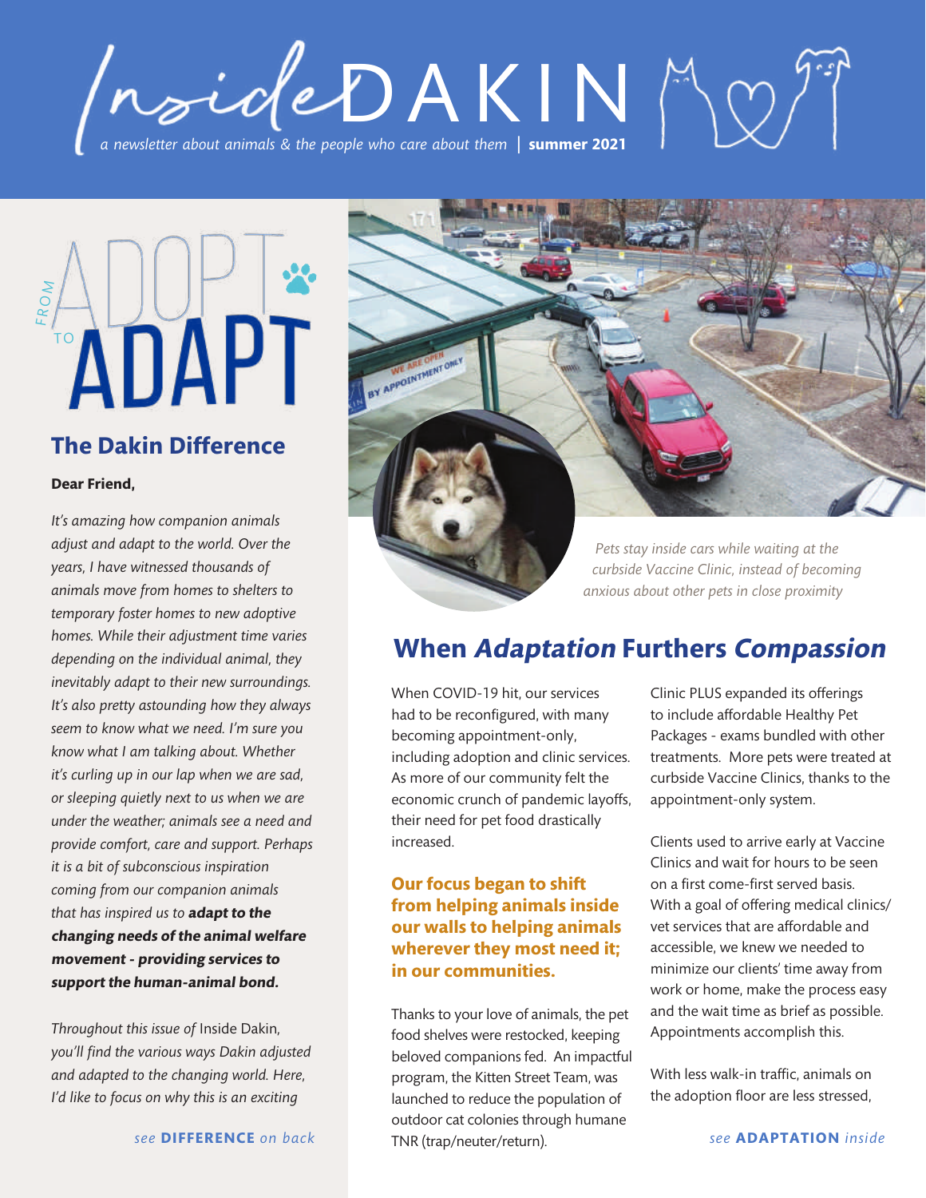# Inside DAKIN

*a newsletter about animals & the people who care about them* | **summer 2021**

## FROM ADOPT TO ADAPT

### The Dakin Difference

**Dear Friend,**

*It's amazing how companion animals adjust and adapt to the world. Over the years, I have witnessed thousands of animals move from homes to shelters to temporary foster homes to new adoptive homes. While their adjustment time varies depending on the individual animal, they inevitably adapt to their new surroundings. It's also pretty astounding how they always seem to know what we need. I'm sure you know what I am talking about. Whether it's curling up in our lap when we are sad, or sleeping quietly next to us when we are under the weather; animals see a need and provide comfort, care and support. Perhaps it is a bit of subconscious inspiration coming from our companion animals that has inspired us to* ***adapt to the changing needs of the animal welfare movement - providing services to support the human-animal bond.***

*Throughout this issue of* Inside Dakin, *you'll find the various ways Dakin adjusted and adapted to the changing world. Here, I'd like to focus on why this is an exciting*

*see* **DIFFERENCE** *on back*

*Pets stay inside cars while waiting at the curbside Vaccine Clinic, instead of becoming anxious about other pets in close proximity*

## When *Adaptation* Furthers *Compassion*

When COVID-19 hit, our services had to be reconfigured, with many becoming appointment-only, including adoption and clinic services. As more of our community felt the economic crunch of pandemic layoffs, their need for pet food drastically increased.

**Our focus began to shift from helping animals inside our walls to helping animals wherever they most need it; in our communities.**

Thanks to your love of animals, the pet food shelves were restocked, keeping beloved companions fed. An impactful program, the Kitten Street Team, was launched to reduce the population of outdoor cat colonies through humane TNR (trap/neuter/return).

Clinic PLUS expanded its offerings to include affordable Healthy Pet Packages - exams bundled with other treatments. More pets were treated at curbside Vaccine Clinics, thanks to the appointment-only system.

Clients used to arrive early at Vaccine Clinics and wait for hours to be seen on a first come-first served basis. With a goal of offering medical clinics/ vet services that are affordable and accessible, we knew we needed to minimize our clients' time away from work or home, make the process easy and the wait time as brief as possible. Appointments accomplish this.

With less walk-in traffic, animals on the adoption floor are less stressed,

*see* **ADAPTATION** *inside*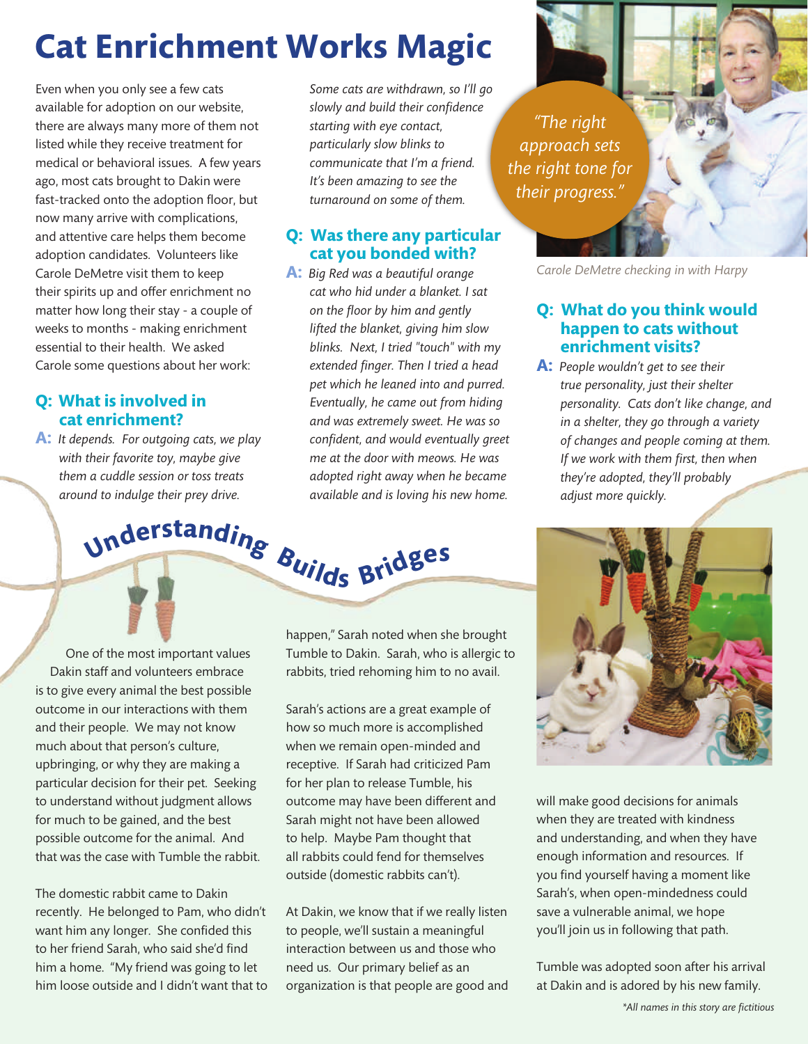# Cat Enrichment Works Magic

Even when you only see a few cats available for adoption on our website, there are always many more of them not listed while they receive treatment for medical or behavioral issues. A few years ago, most cats brought to Dakin were fast-tracked onto the adoption floor, but now many arrive with complications, and attentive care helps them become adoption candidates. Volunteers like Carole DeMetre visit them to keep their spirits up and offer enrichment no matter how long their stay - a couple of weeks to months - making enrichment essential to their health. We asked Carole some questions about her work:

### Q: What is involved in cat enrichment?

**A:** *It depends. For outgoing cats, we play with their favorite toy, maybe give them a cuddle session or toss treats around to indulge their prey drive. Some cats are withdrawn, so I'll go slowly and build their confidence starting with eye contact, particularly slow blinks to communicate that I'm a friend. It's been amazing to see the turnaround on some of them.*

### Q: Was there any particular cat you bonded with?

**A:** *Big Red was a beautiful orange cat who hid under a blanket. I sat on the floor by him and gently lifted the blanket, giving him slow blinks. Next, I tried "touch" with my extended finger. Then I tried a head pet which he leaned into and purred. Eventually, he came out from hiding and was extremely sweet. He was so confident, and would eventually greet me at the door with meows. He was adopted right away when he became available and is loving his new home.*

*"The right approach sets the right tone for their progress."*

Carole DeMetre checking in with Harpy

### Q: What do you think would happen to cats without enrichment visits?

**A:** *People wouldn't get to see their true personality, just their shelter personality. Cats don't like change, and in a shelter, they go through a variety of changes and people coming at them. If we work with them first, then when they're adopted, they'll probably adjust more quickly.*

# Understanding Builds Bridges

One of the most important values Dakin staff and volunteers embrace is to give every animal the best possible outcome in our interactions with them and their people. We may not know much about that person's culture, upbringing, or why they are making a particular decision for their pet. Seeking to understand without judgment allows for much to be gained, and the best possible outcome for the animal. And that was the case with Tumble the rabbit.

The domestic rabbit came to Dakin recently. He belonged to Pam, who didn't want him any longer. She confided this to her friend Sarah, who said she'd find him a home. "My friend was going to let him loose outside and I didn't want that to happen," Sarah noted when she brought Tumble to Dakin. Sarah, who is allergic to rabbits, tried rehoming him to no avail.

Sarah's actions are a great example of how so much more is accomplished when we remain open-minded and receptive. If Sarah had criticized Pam for her plan to release Tumble, his outcome may have been different and Sarah might not have been allowed to help. Maybe Pam thought that all rabbits could fend for themselves outside (domestic rabbits can't).

At Dakin, we know that if we really listen to people, we'll sustain a meaningful interaction between us and those who need us. Our primary belief as an organization is that people are good and will make good decisions for animals when they are treated with kindness and understanding, and when they have enough information and resources. If you find yourself having a moment like Sarah's, when open-mindedness could save a vulnerable animal, we hope you'll join us in following that path.

Tumble was adopted soon after his arrival at Dakin and is adored by his new family.

*\*All names in this story are fictitious*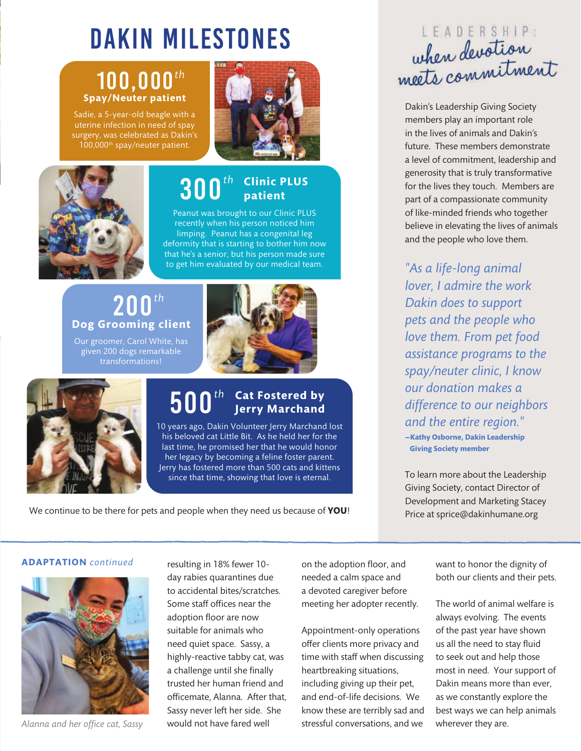# DAKIN MILESTONES

## 100,000th Spay/Neuter patient

Sadie, a 5-year-old beagle with a uterine infection in need of spay surgery, was celebrated as Dakin's 100,000th spay/neuter patient.

## 300th Clinic PLUS patient

Peanut was brought to our Clinic PLUS recently when his person noticed him limping. Peanut has a congenital leg deformity that is starting to bother him now that he's a senior, but his person made sure to get him evaluated by our medical team.

## 200th Dog Grooming client

Our groomer, Carol White, has given 200 dogs remarkable transformations!

## 500th Cat Fostered by Jerry Marchand

10 years ago, Dakin Volunteer Jerry Marchand lost his beloved cat Little Bit. As he held her for the last time, he promised her that he would honor her legacy by becoming a feline foster parent. Jerry has fostered more than 500 cats and kittens since that time, showing that love is eternal.

We continue to be there for pets and people when they need us because of **YOU**!

## LEADERSHIP: *when devotion meets commitment*

Dakin's Leadership Giving Society members play an important role in the lives of animals and Dakin's future. These members demonstrate a level of commitment, leadership and generosity that is truly transformative for the lives they touch. Members are part of a compassionate community of like-minded friends who together believe in elevating the lives of animals and the people who love them.

*"As a life-long animal lover, I admire the work Dakin does to support pets and the people who love them. From pet food assistance programs to the spay/neuter clinic, I know our donation makes a difference to our neighbors and the entire region."*

**–Kathy Osborne, Dakin Leadership Giving Society member**

To learn more about the Leadership Giving Society, contact Director of Development and Marketing Stacey Price at sprice@dakinhumane.org

---

**ADAPTATION** *continued*

*Alanna and her office cat, Sassy*

resulting in 18% fewer 10-day rabies quarantines due to accidental bites/scratches. Some staff offices near the adoption floor are now suitable for animals who need quiet space. Sassy, a highly-reactive tabby cat, was a challenge until she finally trusted her human friend and officemate, Alanna. After that, Sassy never left her side. She would not have fared well on the adoption floor, and needed a calm space and a devoted caregiver before meeting her adopter recently.

Appointment-only operations offer clients more privacy and time with staff when discussing heartbreaking situations, including giving up their pet, and end-of-life decisions. We know these are terribly sad and stressful conversations, and we want to honor the dignity of both our clients and their pets.

The world of animal welfare is always evolving. The events of the past year have shown us all the need to stay fluid to seek out and help those most in need. Your support of Dakin means more than ever, as we constantly explore the best ways we can help animals wherever they are.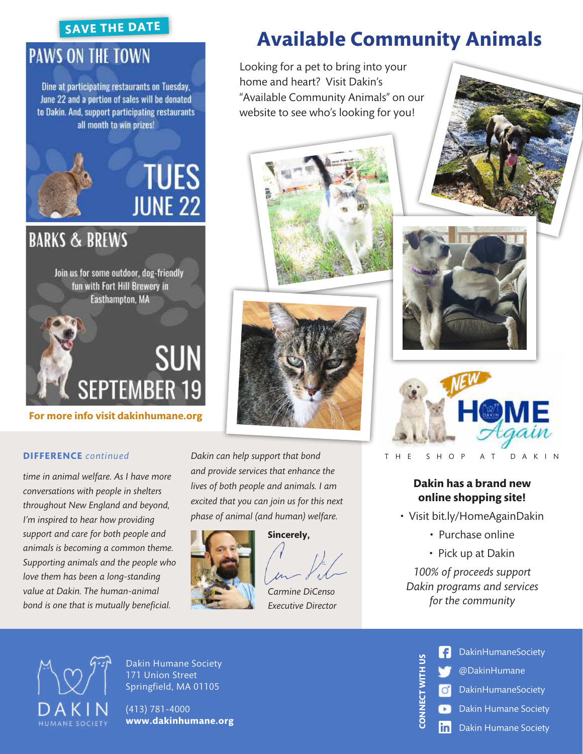**SAVE THE DATE**

## PAWS ON THE TOWN

Dine at participating restaurants on Tuesday, June 22 and a portion of sales will be donated to Dakin. And, support participating restaurants all month to win prizes!

TUES JUNE 22

## BARKS & BREWS

Join us for some outdoor, dog-friendly fun with Fort Hill Brewery in Easthampton, MA

SUN SEPTEMBER 19

**For more info visit dakinhumane.org**

# Available Community Animals

Looking for a pet to bring into your home and heart? Visit Dakin's "Available Community Animals" on our website to see who's looking for you!

**DIFFERENCE** *continued*

*time in animal welfare. As I have more conversations with people in shelters throughout New England and beyond, I'm inspired to hear how providing support and care for both people and animals is becoming a common theme. Supporting animals and the people who love them has been a long-standing value at Dakin. The human-animal bond is one that is mutually beneficial.*

*Dakin can help support that bond and provide services that enhance the lives of both people and animals. I am excited that you can join us for this next phase of animal (and human) welfare.*

**Sincerely,**

*Carmine DiCenso*
*Executive Director*

NEW HOME Again

THE SHOP AT DAKIN

**Dakin has a brand new online shopping site!**

- Visit bit.ly/HomeAgainDakin
- Purchase online
- Pick up at Dakin

*100% of proceeds support Dakin programs and services for the community*

DAKIN HUMANE SOCIETY

Dakin Humane Society
171 Union Street
Springfield, MA 01105

(413) 781-4000
**www.dakinhumane.org**

**CONNECT WITH US**

- DakinHumaneSociety
- @DakinHumane
- DakinHumaneSociety
- Dakin Humane Society
- Dakin Humane Society